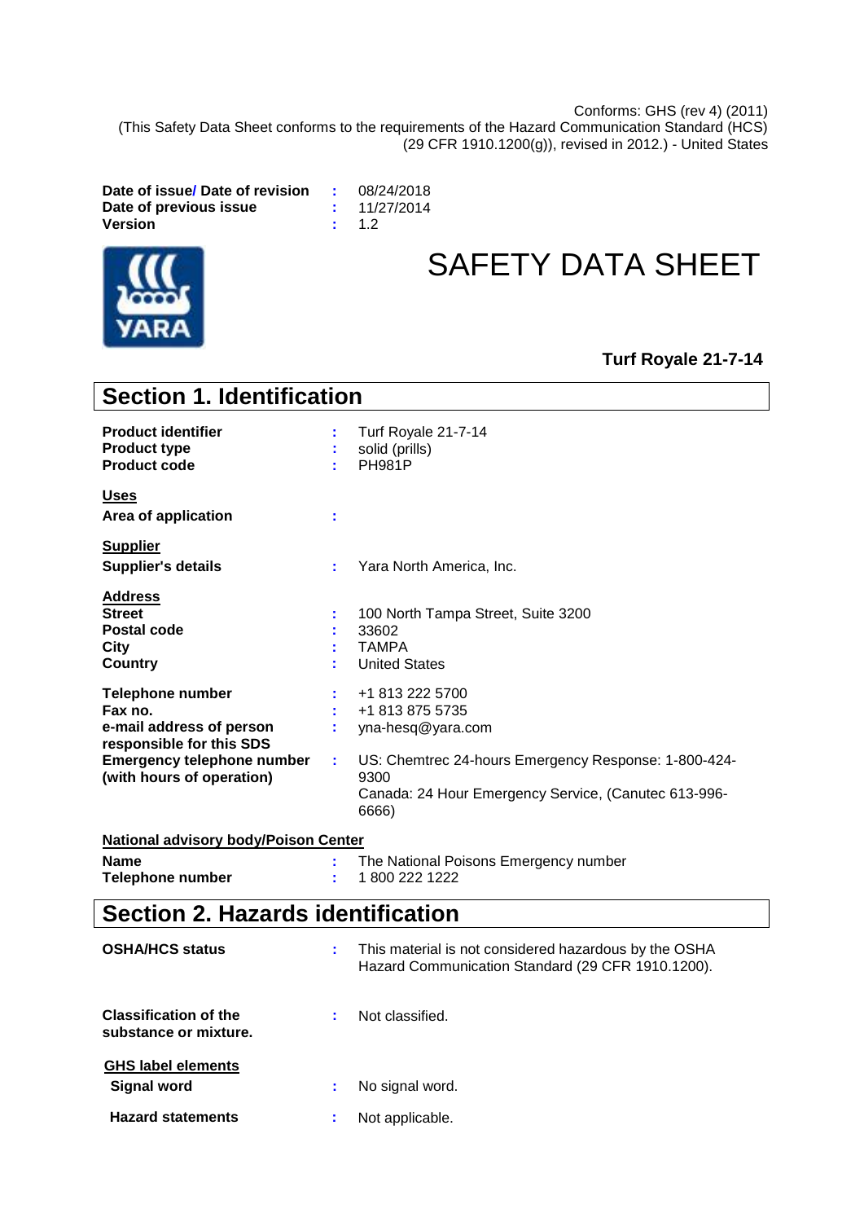Conforms: GHS (rev 4) (2011)
(This Safety Data Sheet conforms to the requirements of the Hazard Communication Standard (HCS) (29 CFR 1910.1200(g)), revised in 2012.) - United States

| | | |
|---|---|---|
| **Date of issue/ Date of revision** | : | 08/24/2018 |
| **Date of previous issue** | : | 11/27/2014 |
| **Version** | : | 1.2 |

# SAFETY DATA SHEET

**Turf Royale 21-7-14**

## Section 1. Identification

| | | |
|---|---|---|
| **Product identifier** | : | Turf Royale 21-7-14 |
| **Product type** | : | solid (prills) |
| **Product code** | : | PH981P |

**Uses**

| | | |
|---|---|---|
| **Area of application** | : | |

**Supplier**

| | | |
|---|---|---|
| **Supplier's details** | : | Yara North America, Inc. |

**Address**

| | | |
|---|---|---|
| **Street** | : | 100 North Tampa Street, Suite 3200 |
| **Postal code** | : | 33602 |
| **City** | : | TAMPA |
| **Country** | : | United States |

| | | |
|---|---|---|
| **Telephone number** | : | +1 813 222 5700 |
| **Fax no.** | : | +1 813 875 5735 |
| **e-mail address of person responsible for this SDS** | : | yna-hesq@yara.com |
| **Emergency telephone number (with hours of operation)** | : | US: Chemtrec 24-hours Emergency Response: 1-800-424-9300<br>Canada: 24 Hour Emergency Service, (Canutec 613-996-6666) |

**National advisory body/Poison Center**

| | | |
|---|---|---|
| **Name** | : | The National Poisons Emergency number |
| **Telephone number** | : | 1 800 222 1222 |

## Section 2. Hazards identification

| | | |
|---|---|---|
| **OSHA/HCS status** | : | This material is not considered hazardous by the OSHA Hazard Communication Standard (29 CFR 1910.1200). |
| **Classification of the substance or mixture.** | : | Not classified. |

**GHS label elements**

| | | |
|---|---|---|
| **Signal word** | : | No signal word. |
| **Hazard statements** | : | Not applicable. |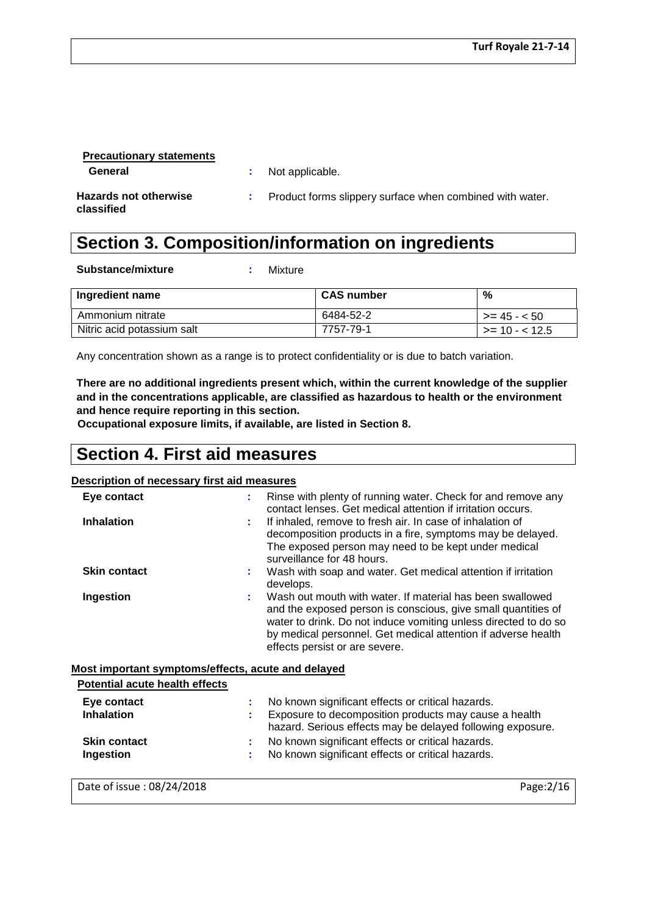**Precactionary statements**

**General** : Not applicable.

**Hazards not otherwise classified** : Product forms slippery surface when combined with water.

## Section 3. Composition/information on ingredients

**Substance/mixture** : Mixture

| Ingredient name | CAS number | % |
|---|---|---|
| Ammonium nitrate | 6484-52-2 | >= 45 - < 50 |
| Nitric acid potassium salt | 7757-79-1 | >= 10 - < 12.5 |

Any concentration shown as a range is to protect confidentiality or is due to batch variation.

**There are no additional ingredients present which, within the current knowledge of the supplier and in the concentrations applicable, are classified as hazardous to health or the environment and hence require reporting in this section.**

**Occupational exposure limits, if available, are listed in Section 8.**

## Section 4. First aid measures

**Description of necessary first aid measures**

**Eye contact** : Rinse with plenty of running water. Check for and remove any contact lenses. Get medical attention if irritation occurs.

**Inhalation** : If inhaled, remove to fresh air. In case of inhalation of decomposition products in a fire, symptoms may be delayed. The exposed person may need to be kept under medical surveillance for 48 hours.

**Skin contact** : Wash with soap and water. Get medical attention if irritation develops.

**Ingestion** : Wash out mouth with water. If material has been swallowed and the exposed person is conscious, give small quantities of water to drink. Do not induce vomiting unless directed to do so by medical personnel. Get medical attention if adverse health effects persist or are severe.

**Most important symptoms/effects, acute and delayed**

**Potential acute health effects**

**Eye contact** : No known significant effects or critical hazards.

**Inhalation** : Exposure to decomposition products may cause a health hazard. Serious effects may be delayed following exposure.

**Skin contact** : No known significant effects or critical hazards.

**Ingestion** : No known significant effects or critical hazards.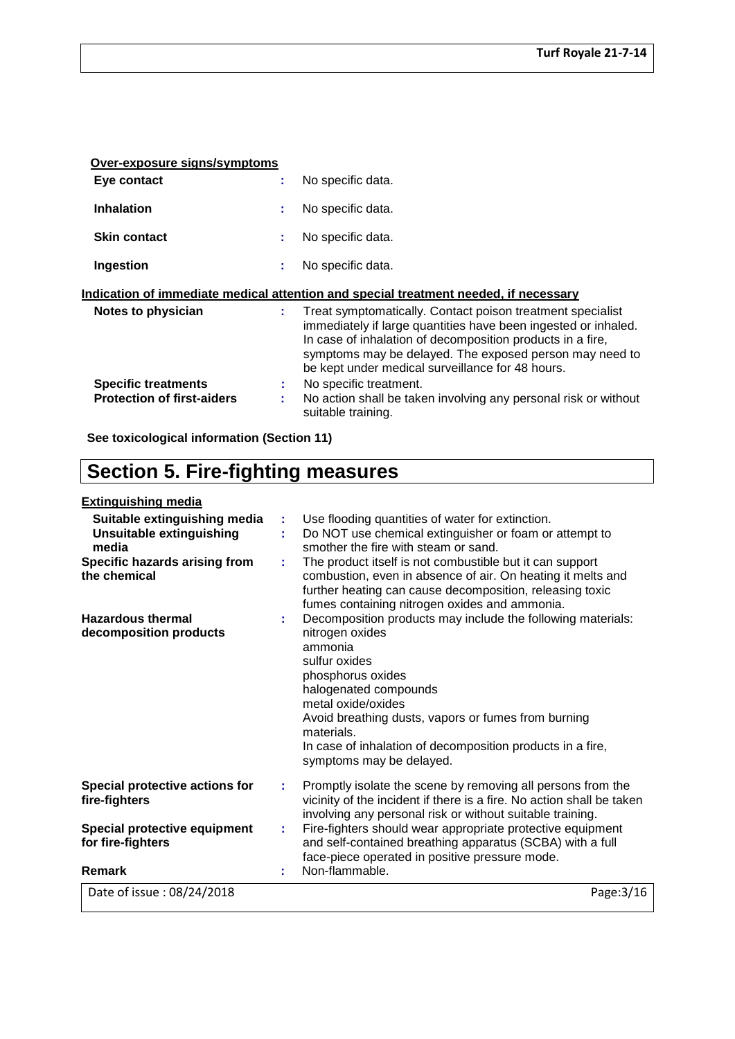**Over-exposure signs/symptoms**

| | | |
|---|---|---|
| **Eye contact** | : | No specific data. |
| **Inhalation** | : | No specific data. |
| **Skin contact** | : | No specific data. |
| **Ingestion** | : | No specific data. |

**Indication of immediate medical attention and special treatment needed, if necessary**

| | | |
|---|---|---|
| **Notes to physician** | : | Treat symptomatically. Contact poison treatment specialist immediately if large quantities have been ingested or inhaled. In case of inhalation of decomposition products in a fire, symptoms may be delayed. The exposed person may need to be kept under medical surveillance for 48 hours. |
| **Specific treatments** | : | No specific treatment. |
| **Protection of first-aiders** | : | No action shall be taken involving any personal risk or without suitable training. |

**See toxicological information (Section 11)**

# Section 5. Fire-fighting measures

**Extinguishing media**

| | | |
|---|---|---|
| **Suitable extinguishing media** | : | Use flooding quantities of water for extinction. |
| **Unsuitable extinguishing media** | : | Do NOT use chemical extinguisher or foam or attempt to smother the fire with steam or sand. |
| **Specific hazards arising from the chemical** | : | The product itself is not combustible but it can support combustion, even in absence of air. On heating it melts and further heating can cause decomposition, releasing toxic fumes containing nitrogen oxides and ammonia. |
| **Hazardous thermal decomposition products** | : | Decomposition products may include the following materials:<br>nitrogen oxides<br>ammonia<br>sulfur oxides<br>phosphorus oxides<br>halogenated compounds<br>metal oxide/oxides<br>Avoid breathing dusts, vapors or fumes from burning materials.<br>In case of inhalation of decomposition products in a fire, symptoms may be delayed. |
| **Special protective actions for fire-fighters** | : | Promptly isolate the scene by removing all persons from the vicinity of the incident if there is a fire. No action shall be taken involving any personal risk or without suitable training. |
| **Special protective equipment for fire-fighters** | : | Fire-fighters should wear appropriate protective equipment and self-contained breathing apparatus (SCBA) with a full face-piece operated in positive pressure mode. |
| **Remark** | : | Non-flammable. |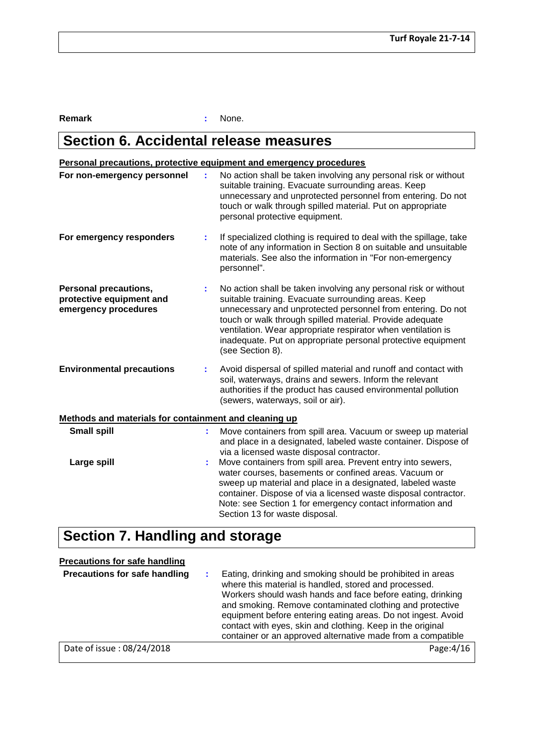**Remark** : None.

# Section 6. Accidental release measures

**Personal precautions, protective equipment and emergency procedures**

**For non-emergency personnel** : No action shall be taken involving any personal risk or without suitable training. Evacuate surrounding areas. Keep unnecessary and unprotected personnel from entering. Do not touch or walk through spilled material. Put on appropriate personal protective equipment.

**For emergency responders** : If specialized clothing is required to deal with the spillage, take note of any information in Section 8 on suitable and unsuitable materials. See also the information in "For non-emergency personnel".

**Personal precautions, protective equipment and emergency procedures** : No action shall be taken involving any personal risk or without suitable training. Evacuate surrounding areas. Keep unnecessary and unprotected personnel from entering. Do not touch or walk through spilled material. Provide adequate ventilation. Wear appropriate respirator when ventilation is inadequate. Put on appropriate personal protective equipment (see Section 8).

**Environmental precautions** : Avoid dispersal of spilled material and runoff and contact with soil, waterways, drains and sewers. Inform the relevant authorities if the product has caused environmental pollution (sewers, waterways, soil or air).

**Methods and materials for containment and cleaning up**

**Small spill** : Move containers from spill area. Vacuum or sweep up material and place in a designated, labeled waste container. Dispose of via a licensed waste disposal contractor.

**Large spill** : Move containers from spill area. Prevent entry into sewers, water courses, basements or confined areas. Vacuum or sweep up material and place in a designated, labeled waste container. Dispose of via a licensed waste disposal contractor. Note: see Section 1 for emergency contact information and Section 13 for waste disposal.

# Section 7. Handling and storage

**Precautions for safe handling**

**Precautions for safe handling** : Eating, drinking and smoking should be prohibited in areas where this material is handled, stored and processed. Workers should wash hands and face before eating, drinking and smoking. Remove contaminated clothing and protective equipment before entering eating areas. Do not ingest. Avoid contact with eyes, skin and clothing. Keep in the original container or an approved alternative made from a compatible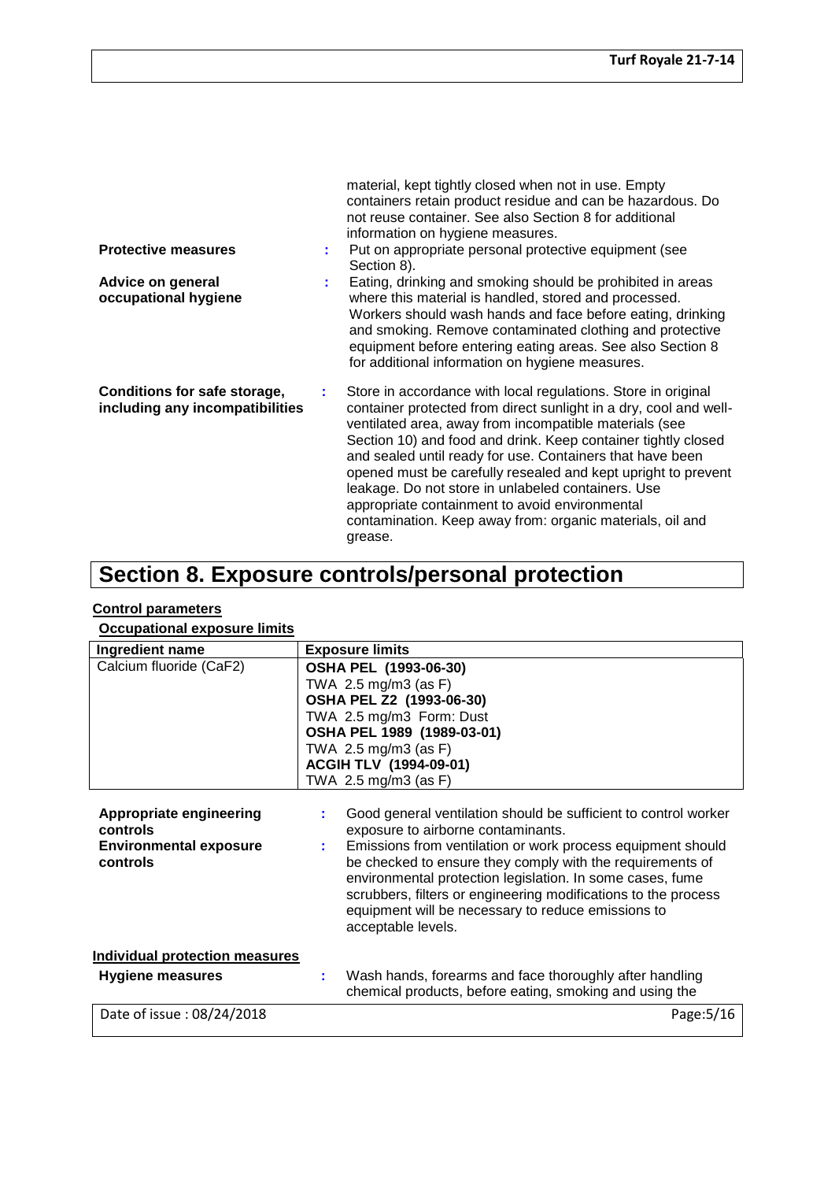| | | |
|---|---|---|
| | | material, kept tightly closed when not in use. Empty containers retain product residue and can be hazardous. Do not reuse container. See also Section 8 for additional information on hygiene measures. |
| **Protective measures** | : | Put on appropriate personal protective equipment (see Section 8). |
| **Advice on general occupational hygiene** | : | Eating, drinking and smoking should be prohibited in areas where this material is handled, stored and processed. Workers should wash hands and face before eating, drinking and smoking. Remove contaminated clothing and protective equipment before entering eating areas. See also Section 8 for additional information on hygiene measures. |
| **Conditions for safe storage, including any incompatibilities** | : | Store in accordance with local regulations. Store in original container protected from direct sunlight in a dry, cool and well-ventilated area, away from incompatible materials (see Section 10) and food and drink. Keep container tightly closed and sealed until ready for use. Containers that have been opened must be carefully resealed and kept upright to prevent leakage. Do not store in unlabeled containers. Use appropriate containment to avoid environmental contamination. Keep away from: organic materials, oil and grease. |

# Section 8. Exposure controls/personal protection

**Control parameters**

**Occupational exposure limits**

| Ingredient name | Exposure limits |
|---|---|
| Calcium fluoride ($CaF_2$) | **OSHA PEL (1993-06-30)**<br>TWA 2.5 mg/m3 (as F)<br>**OSHA PEL Z2 (1993-06-30)**<br>TWA 2.5 mg/m3 Form: Dust<br>**OSHA PEL 1989 (1989-03-01)**<br>TWA 2.5 mg/m3 (as F)<br>**ACGIH TLV (1994-09-01)**<br>TWA 2.5 mg/m3 (as F) |

| | | |
|---|---|---|
| **Appropriate engineering controls** | : | Good general ventilation should be sufficient to control worker exposure to airborne contaminants. |
| **Environmental exposure controls** | : | Emissions from ventilation or work process equipment should be checked to ensure they comply with the requirements of environmental protection legislation. In some cases, fume scrubbers, filters or engineering modifications to the process equipment will be necessary to reduce emissions to acceptable levels. |

**Individual protection measures**

| | | |
|---|---|---|
| **Hygiene measures** | : | Wash hands, forearms and face thoroughly after handling chemical products, before eating, smoking and using the |

Date of issue : 08/24/2018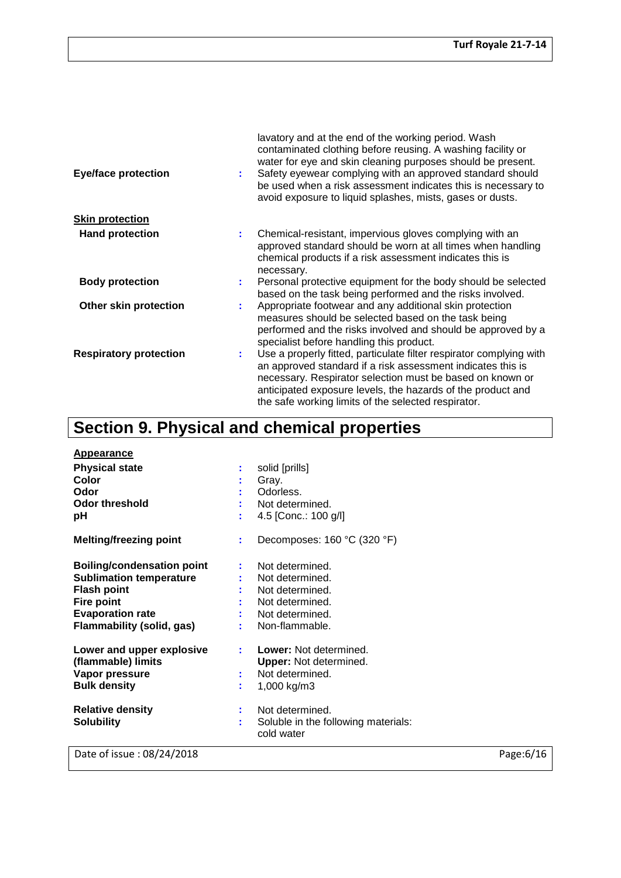lavatory and at the end of the working period. Wash contaminated clothing before reusing. A washing facility or water for eye and skin cleaning purposes should be present.

| | | |
|---|---|---|
| **Eye/face protection** | : | Safety eyewear complying with an approved standard should be used when a risk assessment indicates this is necessary to avoid exposure to liquid splashes, mists, gases or dusts. |
| **Skin protection** | | |
| **Hand protection** | : | Chemical-resistant, impervious gloves complying with an approved standard should be worn at all times when handling chemical products if a risk assessment indicates this is necessary. |
| **Body protection** | : | Personal protective equipment for the body should be selected based on the task being performed and the risks involved. |
| **Other skin protection** | : | Appropriate footwear and any additional skin protection measures should be selected based on the task being performed and the risks involved and should be approved by a specialist before handling this product. |
| **Respiratory protection** | : | Use a properly fitted, particulate filter respirator complying with an approved standard if a risk assessment indicates this is necessary. Respirator selection must be based on known or anticipated exposure levels, the hazards of the product and the safe working limits of the selected respirator. |

# Section 9. Physical and chemical properties

| | | |
|---|---|---|
| **Appearance** | | |
| **Physical state** | : | solid [prills] |
| **Color** | : | Gray. |
| **Odor** | : | Odorless. |
| **Odor threshold** | : | Not determined. |
| **pH** | : | 4.5 [Conc.: 100 g/l] |
| **Melting/freezing point** | : | Decomposes: 160 °C (320 °F) |
| **Boiling/condensation point** | : | Not determined. |
| **Sublimation temperature** | : | Not determined. |
| **Flash point** | : | Not determined. |
| **Fire point** | : | Not determined. |
| **Evaporation rate** | : | Not determined. |
| **Flammability (solid, gas)** | : | Non-flammable. |
| **Lower and upper explosive (flammable) limits** | : | **Lower:** Not determined.<br>**Upper:** Not determined. |
| **Vapor pressure** | : | Not determined. |
| **Bulk density** | : | 1,000 kg/m3 |
| **Relative density** | : | Not determined. |
| **Solubility** | : | Soluble in the following materials: cold water |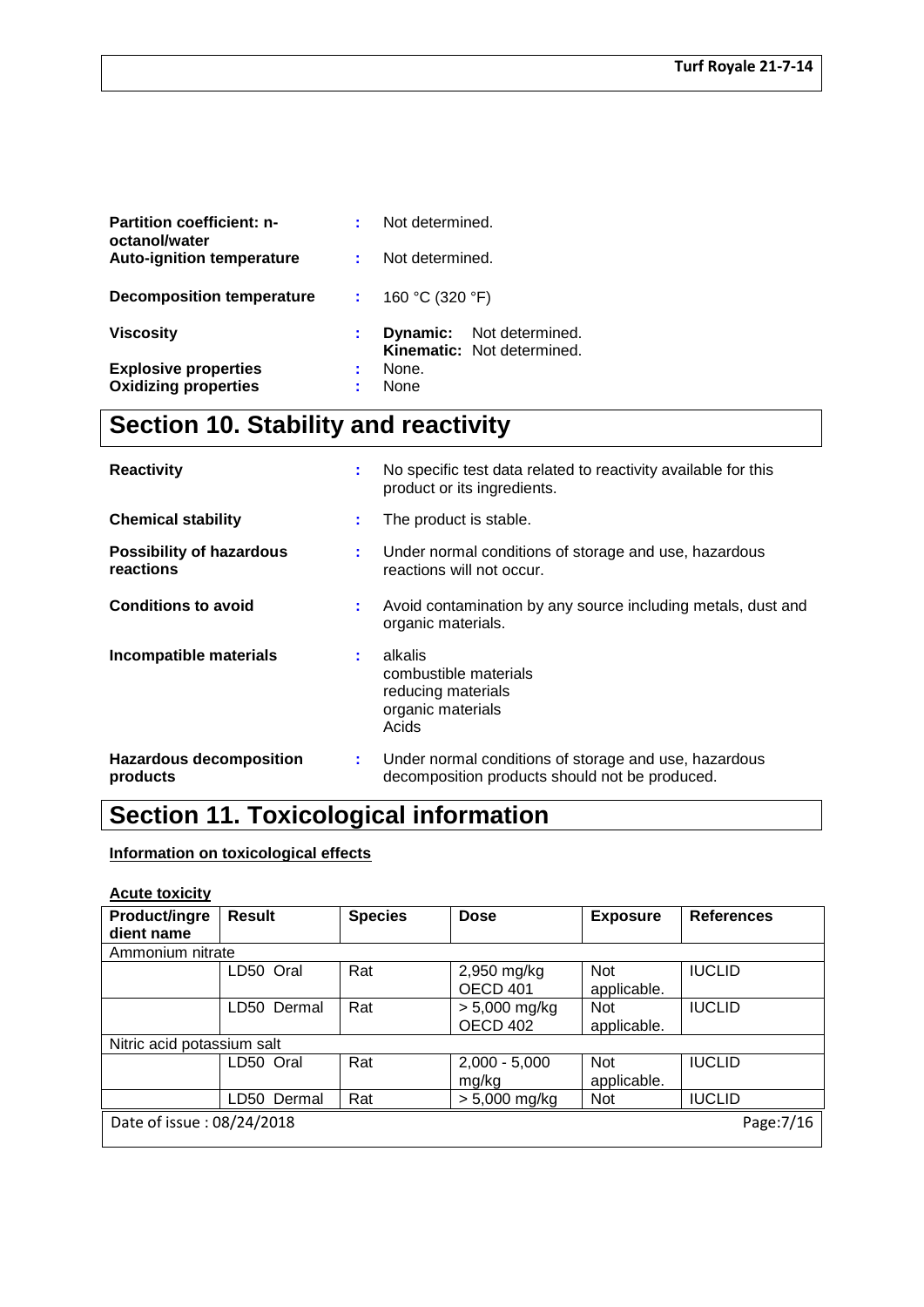| | | |
|---|---|---|
| **Partition coefficient: n-octanol/water** | : | Not determined. |
| **Auto-ignition temperature** | : | Not determined. |
| **Decomposition temperature** | : | 160 °C (320 °F) |
| **Viscosity** | : | **Dynamic:** Not determined.<br>**Kinematic:** Not determined. |
| **Explosive properties** | : | None. |
| **Oxidizing properties** | : | None |

## Section 10. Stability and reactivity

| | | |
|---|---|---|
| **Reactivity** | : | No specific test data related to reactivity available for this product or its ingredients. |
| **Chemical stability** | : | The product is stable. |
| **Possibility of hazardous reactions** | : | Under normal conditions of storage and use, hazardous reactions will not occur. |
| **Conditions to avoid** | : | Avoid contamination by any source including metals, dust and organic materials. |
| **Incompatible materials** | : | alkalis<br>combustible materials<br>reducing materials<br>organic materials<br>Acids |
| **Hazardous decomposition products** | : | Under normal conditions of storage and use, hazardous decomposition products should not be produced. |

## Section 11. Toxicological information

**Information on toxicological effects**

**Acute toxicity**

| Product/ingredient name | Result | Species | Dose | Exposure | References |
|---|---|---|---|---|---|
| Ammonium nitrate | | | | | |
| | LD50 Oral | Rat | 2,950 mg/kg OECD 401 | Not applicable. | IUCLID |
| | LD50 Dermal | Rat | > 5,000 mg/kg OECD 402 | Not applicable. | IUCLID |
| Nitric acid potassium salt | | | | | |
| | LD50 Oral | Rat | 2,000 - 5,000 mg/kg | Not applicable. | IUCLID |
| | LD50 Dermal | Rat | > 5,000 mg/kg | Not | IUCLID |

Date of issue : 08/24/2018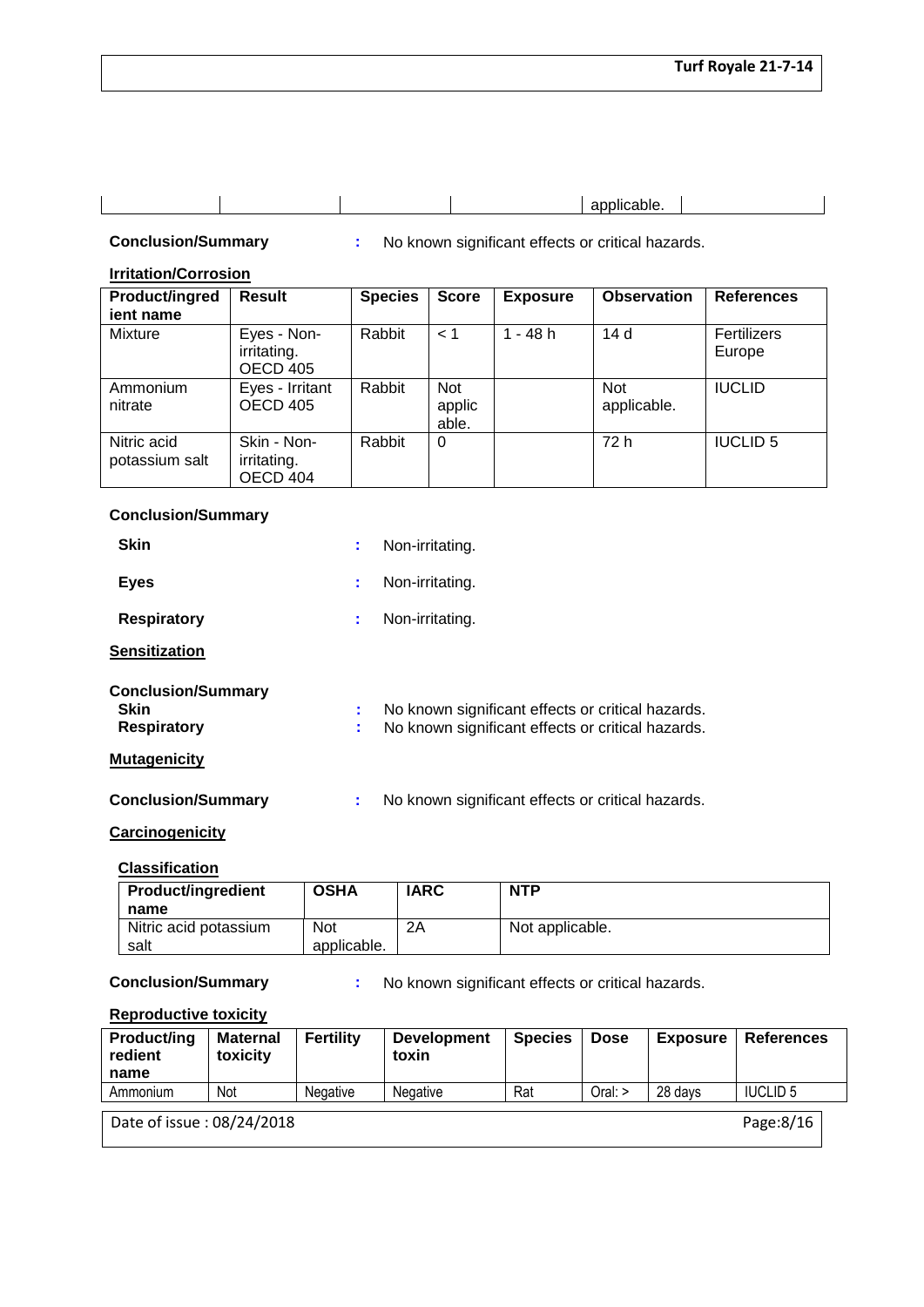| | | | | applicable. | |
|---|---|---|---|---|---|

**Conclusion/Summary** : No known significant effects or critical hazards.

**Irritation/Corrosion**

| Product/ingredient name | Result | Species | Score | Exposure | Observation | References |
|---|---|---|---|---|---|---|
| Mixture | Eyes - Non-irritating. OECD 405 | Rabbit | < 1 | 1 - 48 h | 14 d | Fertilizers Europe |
| Ammonium nitrate | Eyes - Irritant OECD 405 | Rabbit | Not applicable. | | Not applicable. | IUCLID |
| Nitric acid potassium salt | Skin - Non-irritating. OECD 404 | Rabbit | 0 | | 72 h | IUCLID 5 |

**Conclusion/Summary**

**Skin** : Non-irritating.

**Eyes** : Non-irritating.

**Respiratory** : Non-irritating.

**Sensitization**

**Conclusion/Summary**

**Skin** : No known significant effects or critical hazards.

**Respiratory** : No known significant effects or critical hazards.

**Mutagenicity**

**Conclusion/Summary** : No known significant effects or critical hazards.

**Carcinogenicity**

**Classification**

| Product/ingredient name | OSHA | IARC | NTP |
|---|---|---|---|
| Nitric acid potassium salt | Not applicable. | 2A | Not applicable. |

**Conclusion/Summary** : No known significant effects or critical hazards.

**Reproductive toxicity**

| Product/ingredient name | Maternal toxicity | Fertility | Development toxin | Species | Dose | Exposure | References |
|---|---|---|---|---|---|---|---|
| Ammonium | Not | Negative | Negative | Rat | Oral: > | 28 days | IUCLID 5 |

Date of issue : 08/24/2018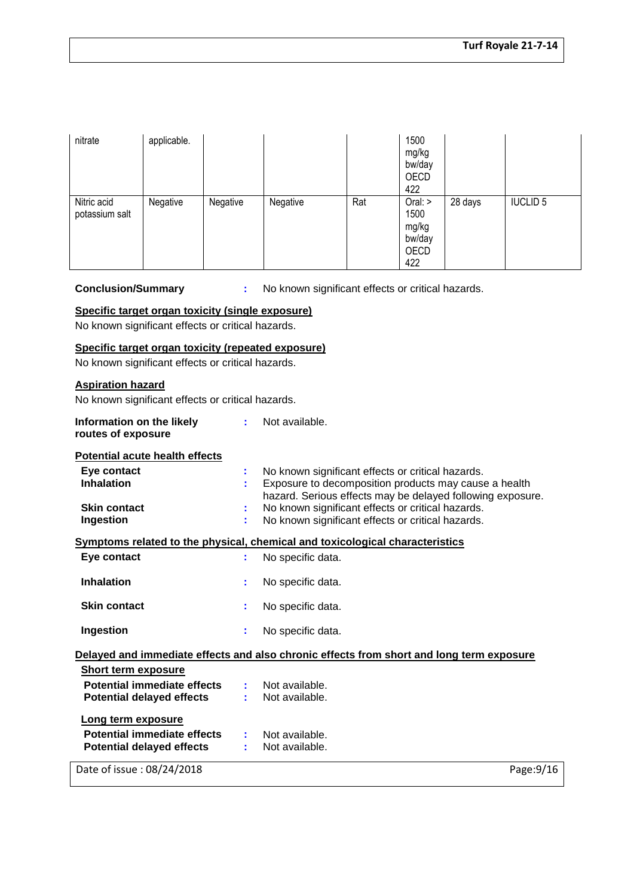| nitrate | applicable. | | | | 1500 mg/kg bw/day OECD 422 | | |
|---|---|---|---|---|---|---|---|
| Nitric acid potassium salt | Negative | Negative | Negative | Rat | Oral: > 1500 mg/kg bw/day OECD 422 | 28 days | IUCLID 5 |

**Conclusion/Summary** : No known significant effects or critical hazards.

**Specific target organ toxicity (single exposure)**

No known significant effects or critical hazards.

**Specific target organ toxicity (repeated exposure)**

No known significant effects or critical hazards.

**Aspiration hazard**

No known significant effects or critical hazards.

**Information on the likely routes of exposure** : Not available.

**Potential acute health effects**

**Eye contact** : No known significant effects or critical hazards.
**Inhalation** : Exposure to decomposition products may cause a health hazard. Serious effects may be delayed following exposure.
**Skin contact** : No known significant effects or critical hazards.
**Ingestion** : No known significant effects or critical hazards.

**Symptoms related to the physical, chemical and toxicological characteristics**

**Eye contact** : No specific data.

**Inhalation** : No specific data.

**Skin contact** : No specific data.

**Ingestion** : No specific data.

**Delayed and immediate effects and also chronic effects from short and long term exposure**

**Short term exposure**

**Potential immediate effects** : Not available.
**Potential delayed effects** : Not available.

**Long term exposure**

**Potential immediate effects** : Not available.
**Potential delayed effects** : Not available.

Date of issue : 08/24/2018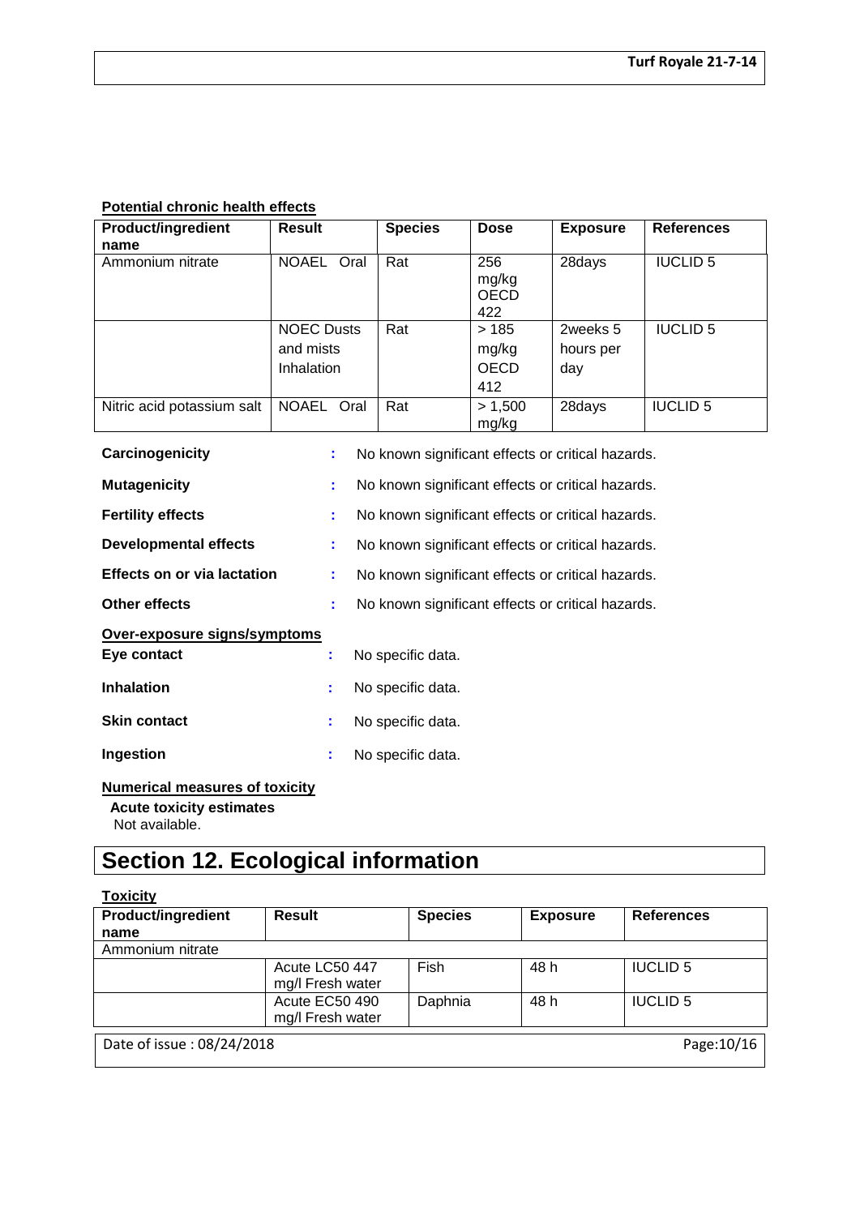**Potential chronic health effects**

| Product/ingredient name | Result | Species | Dose | Exposure | References |
|---|---|---|---|---|---|
| Ammonium nitrate | NOAEL Oral | Rat | 256 mg/kg OECD 422 | 28days | IUCLID 5 |
| | NOEC Dusts and mists Inhalation | Rat | > 185 mg/kg OECD 412 | 2weeks 5 hours per day | IUCLID 5 |
| Nitric acid potassium salt | NOAEL Oral | Rat | > 1,500 mg/kg | 28days | IUCLID 5 |

**Carcinogenicity** : No known significant effects or critical hazards.

**Mutagenicity** : No known significant effects or critical hazards.

**Fertility effects** : No known significant effects or critical hazards.

**Developmental effects** : No known significant effects or critical hazards.

**Effects on or via lactation** : No known significant effects or critical hazards.

**Other effects** : No known significant effects or critical hazards.

**Over-exposure signs/symptoms**

**Eye contact** : No specific data.

**Inhalation** : No specific data.

**Skin contact** : No specific data.

**Ingestion** : No specific data.

**Numerical measures of toxicity**

**Acute toxicity estimates**

Not available.

# Section 12. Ecological information

**Toxicity**

| Product/ingredient name | Result | Species | Exposure | References |
|---|---|---|---|---|
| Ammonium nitrate | | | | |
| | Acute LC50 447 mg/l Fresh water | Fish | 48 h | IUCLID 5 |
| | Acute EC50 490 mg/l Fresh water | Daphnia | 48 h | IUCLID 5 |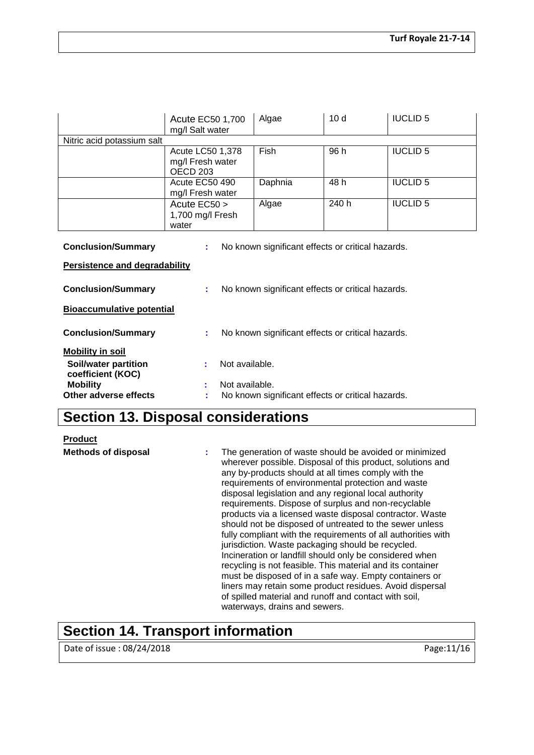| | | | | |
|---|---|---|---|---|
| | Acute EC50 1,700 mg/l Salt water | Algae | 10 d | IUCLID 5 |
| Nitric acid potassium salt | | | | |
| | Acute LC50 1,378 mg/l Fresh water OECD 203 | Fish | 96 h | IUCLID 5 |
| | Acute EC50 490 mg/l Fresh water | Daphnia | 48 h | IUCLID 5 |
| | Acute EC50 > 1,700 mg/l Fresh water | Algae | 240 h | IUCLID 5 |

**Conclusion/Summary** : No known significant effects or critical hazards.

**Persistence and degradability**

**Conclusion/Summary** : No known significant effects or critical hazards.

**Bioaccumulative potential**

**Conclusion/Summary** : No known significant effects or critical hazards.

**Mobility in soil**

**Soil/water partition coefficient (KOC)** : Not available.

**Mobility** : Not available.

**Other adverse effects** : No known significant effects or critical hazards.

# Section 13. Disposal considerations

**Product**

**Methods of disposal** : The generation of waste should be avoided or minimized wherever possible. Disposal of this product, solutions and any by-products should at all times comply with the requirements of environmental protection and waste disposal legislation and any regional local authority requirements. Dispose of surplus and non-recyclable products via a licensed waste disposal contractor. Waste should not be disposed of untreated to the sewer unless fully compliant with the requirements of all authorities with jurisdiction. Waste packaging should be recycled. Incineration or landfill should only be considered when recycling is not feasible. This material and its container must be disposed of in a safe way. Empty containers or liners may retain some product residues. Avoid dispersal of spilled material and runoff and contact with soil, waterways, drains and sewers.

# Section 14. Transport information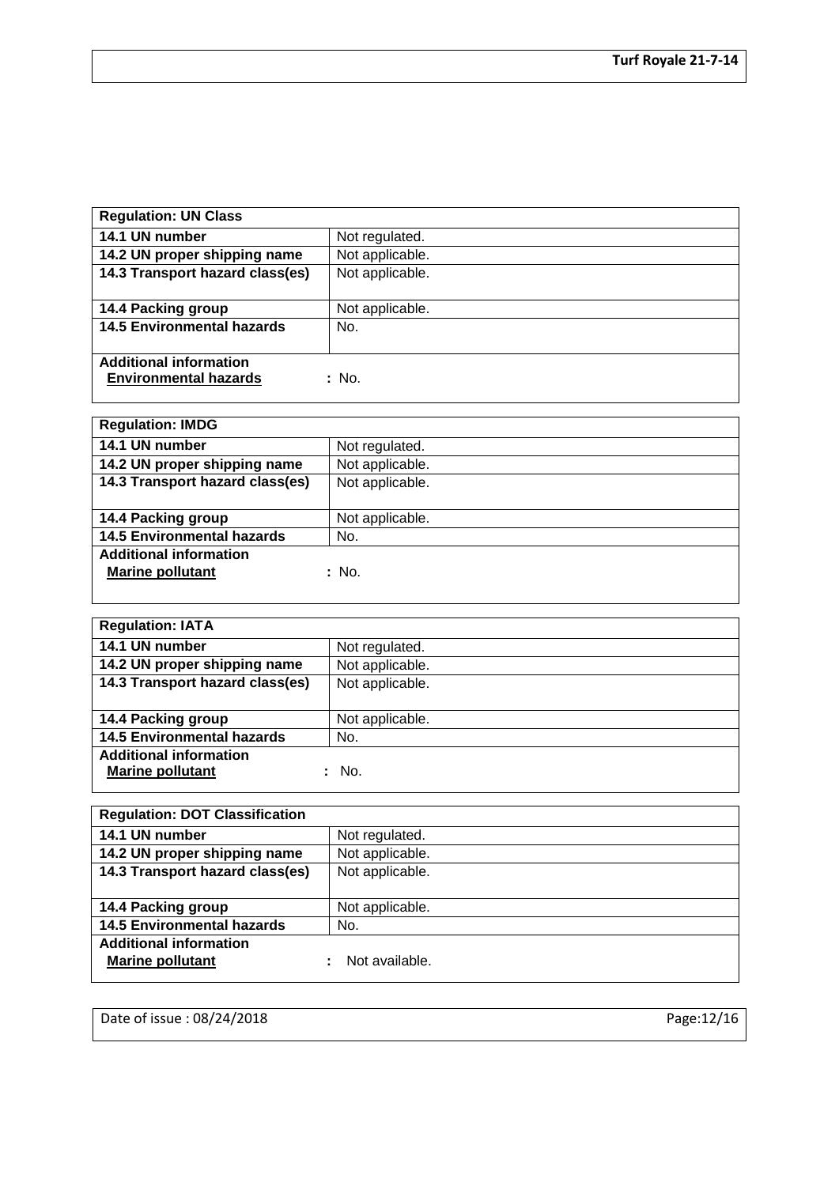| Regulation: UN Class | |
|---|---|
| **14.1 UN number** | Not regulated. |
| **14.2 UN proper shipping name** | Not applicable. |
| **14.3 Transport hazard class(es)** | Not applicable. |
| **14.4 Packing group** | Not applicable. |
| **14.5 Environmental hazards** | No. |
| **Additional information** | |
| **Environmental hazards** | : No. |

| Regulation: IMDG | |
|---|---|
| **14.1 UN number** | Not regulated. |
| **14.2 UN proper shipping name** | Not applicable. |
| **14.3 Transport hazard class(es)** | Not applicable. |
| **14.4 Packing group** | Not applicable. |
| **14.5 Environmental hazards** | No. |
| **Additional information** | |
| **Marine pollutant** | : No. |

| Regulation: IATA | |
|---|---|
| **14.1 UN number** | Not regulated. |
| **14.2 UN proper shipping name** | Not applicable. |
| **14.3 Transport hazard class(es)** | Not applicable. |
| **14.4 Packing group** | Not applicable. |
| **14.5 Environmental hazards** | No. |
| **Additional information** | |
| **Marine pollutant** | : No. |

| Regulation: DOT Classification | |
|---|---|
| **14.1 UN number** | Not regulated. |
| **14.2 UN proper shipping name** | Not applicable. |
| **14.3 Transport hazard class(es)** | Not applicable. |
| **14.4 Packing group** | Not applicable. |
| **14.5 Environmental hazards** | No. |
| **Additional information** | |
| **Marine pollutant** | : Not available. |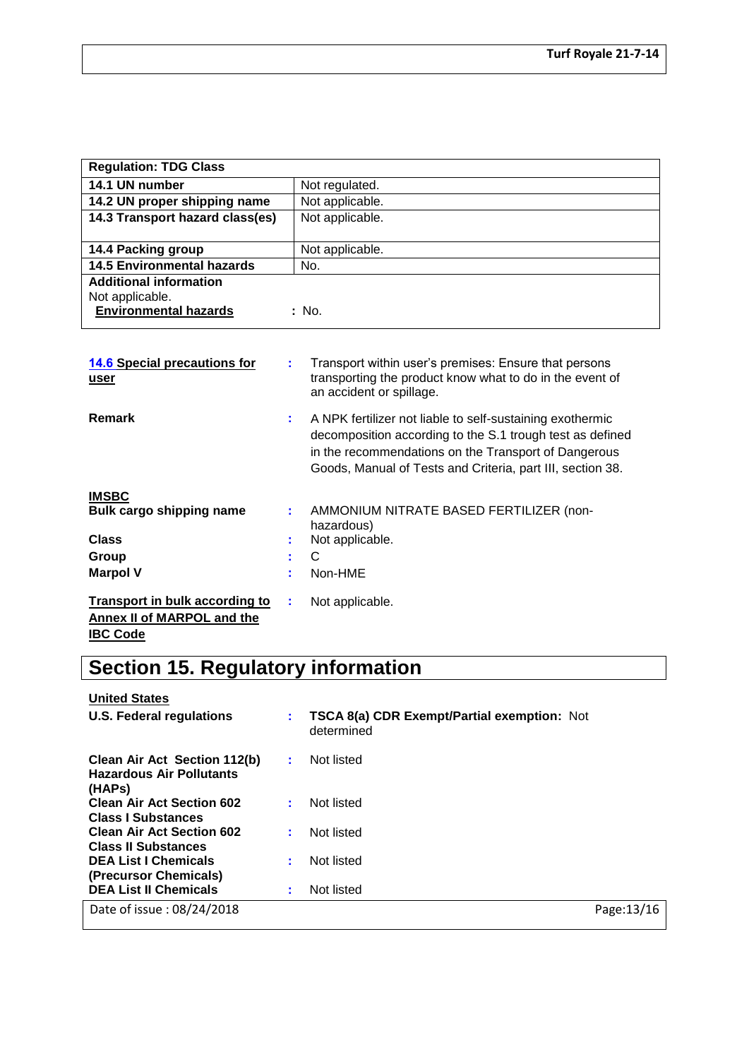| Regulation: TDG Class | |
| --- | --- |
| **14.1 UN number** | Not regulated. |
| **14.2 UN proper shipping name** | Not applicable. |
| **14.3 Transport hazard class(es)** | Not applicable. |
| **14.4 Packing group** | Not applicable. |
| **14.5 Environmental hazards** | No. |
| **Additional information**<br>Not applicable.<br>**Environmental hazards** : No. | |

**14.6 Special precautions for user** : Transport within user's premises: Ensure that persons transporting the product know what to do in the event of an accident or spillage.

**Remark** : A NPK fertilizer not liable to self-sustaining exothermic decomposition according to the S.1 trough test as defined in the recommendations on the Transport of Dangerous Goods, Manual of Tests and Criteria, part III, section 38.

**IMSBC**

**Bulk cargo shipping name** : AMMONIUM NITRATE BASED FERTILIZER (non-hazardous)

**Class** : Not applicable.

**Group** : C

**Marpol V** : Non-HME

**Transport in bulk according to Annex II of MARPOL and the IBC Code** : Not applicable.

# Section 15. Regulatory information

**United States**

**U.S. Federal regulations** : **TSCA 8(a) CDR Exempt/Partial exemption:** Not determined

**Clean Air Act Section 112(b) Hazardous Air Pollutants (HAPs)** : Not listed

**Clean Air Act Section 602 Class I Substances** : Not listed

**Clean Air Act Section 602 Class II Substances** : Not listed

**DEA List I Chemicals (Precursor Chemicals)** : Not listed

**DEA List II Chemicals** : Not listed

Date of issue : 08/24/2018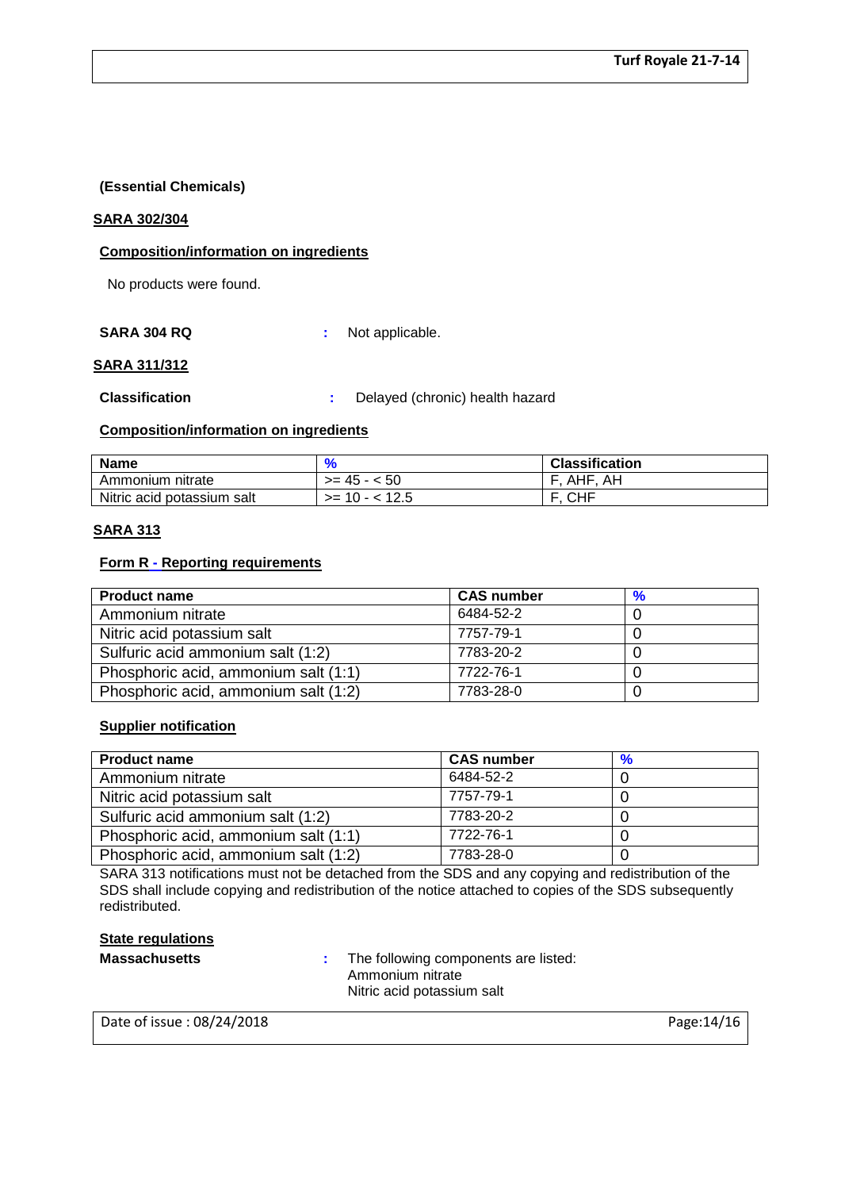**(Essential Chemicals)**

## SARA 302/304

**Composition/information on ingredients**

No products were found.

**SARA 304 RQ** : Not applicable.

## SARA 311/312

**Classification** : Delayed (chronic) health hazard

**Composition/information on ingredients**

| Name | % | Classification |
|---|---|---|
| Ammonium nitrate | >= 45 - < 50 | F, AHF, AH |
| Nitric acid potassium salt | >= 10 - < 12.5 | F, CHF |

## SARA 313

**Form R - Reporting requirements**

| Product name | CAS number | % |
|---|---|---|
| Ammonium nitrate | 6484-52-2 | 0 |
| Nitric acid potassium salt | 7757-79-1 | 0 |
| Sulfuric acid ammonium salt (1:2) | 7783-20-2 | 0 |
| Phosphoric acid, ammonium salt (1:1) | 7722-76-1 | 0 |
| Phosphoric acid, ammonium salt (1:2) | 7783-28-0 | 0 |

**Supplier notification**

| Product name | CAS number | % |
|---|---|---|
| Ammonium nitrate | 6484-52-2 | 0 |
| Nitric acid potassium salt | 7757-79-1 | 0 |
| Sulfuric acid ammonium salt (1:2) | 7783-20-2 | 0 |
| Phosphoric acid, ammonium salt (1:1) | 7722-76-1 | 0 |
| Phosphoric acid, ammonium salt (1:2) | 7783-28-0 | 0 |

SARA 313 notifications must not be detached from the SDS and any copying and redistribution of the SDS shall include copying and redistribution of the notice attached to copies of the SDS subsequently redistributed.

**State regulations**

**Massachusetts** : The following components are listed:
Ammonium nitrate
Nitric acid potassium salt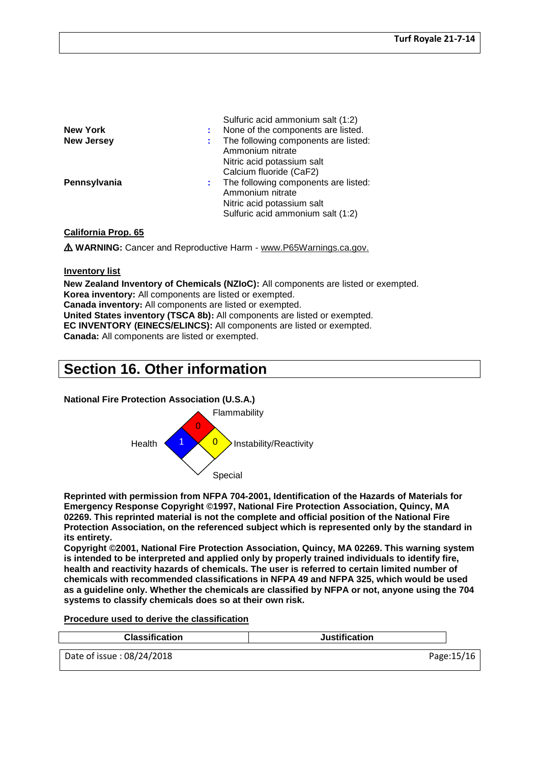| | | |
|---|---|---|
| | | Sulfuric acid ammonium salt (1:2) |
| **New York** | : | None of the components are listed. |
| **New Jersey** | : | The following components are listed: Ammonium nitrate Nitric acid potassium salt Calcium fluoride ($CaF_2$) |
| **Pennsylvania** | : | The following components are listed: Ammonium nitrate Nitric acid potassium salt Sulfuric acid ammonium salt (1:2) |

**California Prop. 65**

⚠ **WARNING:** Cancer and Reproductive Harm - www.P65Warnings.ca.gov.

**Inventory list**

**New Zealand Inventory of Chemicals (NZIoC):** All components are listed or exempted.
**Korea inventory:** All components are listed or exempted.
**Canada inventory:** All components are listed or exempted.
**United States inventory (TSCA 8b):** All components are listed or exempted.
**EC INVENTORY (EINECS/ELINCS):** All components are listed or exempted.
**Canada:** All components are listed or exempted.

# Section 16. Other information

**National Fire Protection Association (U.S.A.)**

Flammability: 0
Health: 1
Instability/Reactivity: 0
Special:

**Reprinted with permission from NFPA 704-2001, Identification of the Hazards of Materials for Emergency Response Copyright ©1997, National Fire Protection Association, Quincy, MA 02269. This reprinted material is not the complete and official position of the National Fire Protection Association, on the referenced subject which is represented only by the standard in its entirety.**
**Copyright ©2001, National Fire Protection Association, Quincy, MA 02269. This warning system is intended to be interpreted and applied only by properly trained individuals to identify fire, health and reactivity hazards of chemicals. The user is referred to certain limited number of chemicals with recommended classifications in NFPA 49 and NFPA 325, which would be used as a guideline only. Whether the chemicals are classified by NFPA or not, anyone using the 704 systems to classify chemicals does so at their own risk.**

**Procedure used to derive the classification**

| Classification | Justification |
|---|---|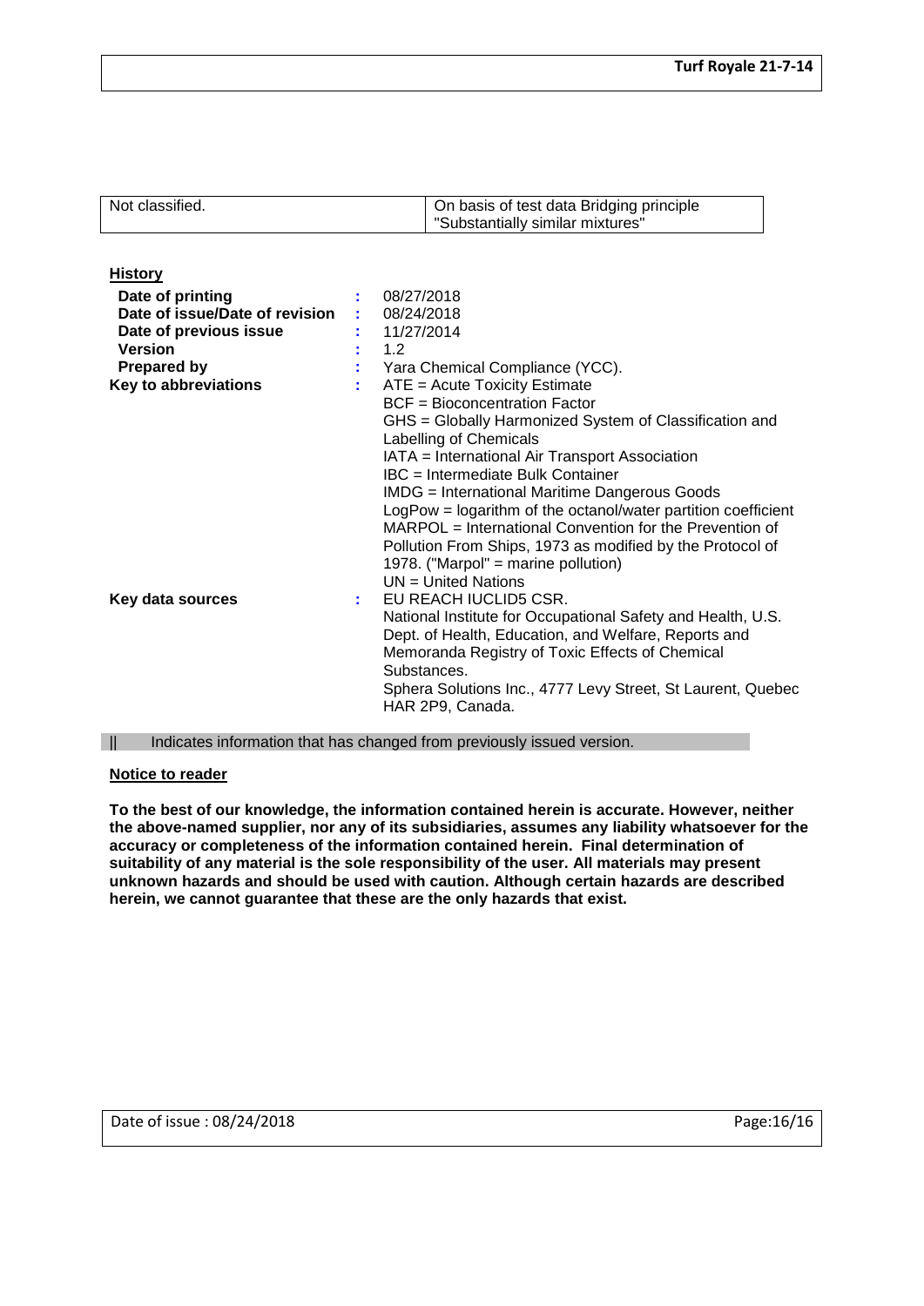| | |
|---|---|
| Not classified. | On basis of test data Bridging principle "Substantially similar mixtures" |

**History**

**Date of printing** : 08/27/2018

**Date of issue/Date of revision** : 08/24/2018

**Date of previous issue** : 11/27/2014

**Version** : 1.2

**Prepared by** : Yara Chemical Compliance (YCC).

**Key to abbreviations** : ATE = Acute Toxicity Estimate
BCF = Bioconcentration Factor
GHS = Globally Harmonized System of Classification and Labelling of Chemicals
IATA = International Air Transport Association
IBC = Intermediate Bulk Container
IMDG = International Maritime Dangerous Goods
LogPow = logarithm of the octanol/water partition coefficient
MARPOL = International Convention for the Prevention of Pollution From Ships, 1973 as modified by the Protocol of 1978. ("Marpol" = marine pollution)
UN = United Nations

**Key data sources** : EU REACH IUCLID5 CSR.
National Institute for Occupational Safety and Health, U.S. Dept. of Health, Education, and Welfare, Reports and Memoranda Registry of Toxic Effects of Chemical Substances.
Sphera Solutions Inc., 4777 Levy Street, St Laurent, Quebec HAR 2P9, Canada.

|| Indicates information that has changed from previously issued version.

**Notice to reader**

**To the best of our knowledge, the information contained herein is accurate. However, neither the above-named supplier, nor any of its subsidiaries, assumes any liability whatsoever for the accuracy or completeness of the information contained herein. Final determination of suitability of any material is the sole responsibility of the user. All materials may present unknown hazards and should be used with caution. Although certain hazards are described herein, we cannot guarantee that these are the only hazards that exist.**